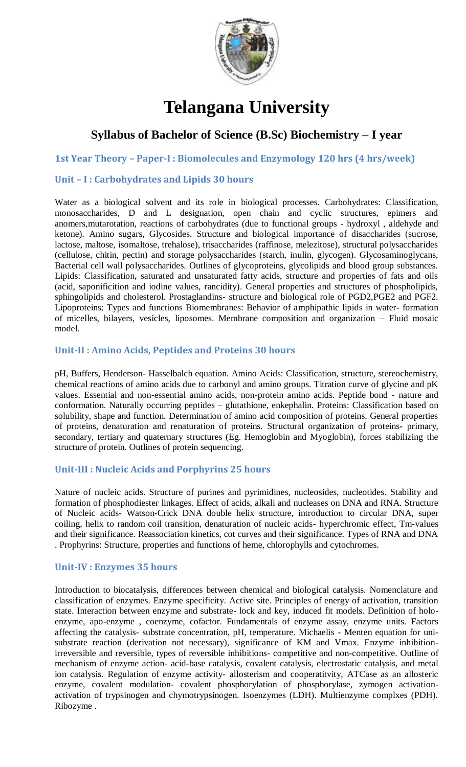# Telangana University

## Syllabus of Bachelor of Science (B.Sc) Biochemistry – I year

### 1st Year Theory – Paper-I : Biomolecules and Enzymology 120 hrs (4 hrs/week)

### Unit – I : Carbohydrates and Lipids 30 hours

Water as a biological solvent and its role in biological processes. Carbohydrates: Classification, monosaccharides, D and L designation, open chain and cyclic structures, epimers and anomers,mutarotation, reactions of carbohydrates (due to functional groups - hydroxyl , aldehyde and ketone). Amino sugars, Glycosides. Structure and biological importance of disaccharides (sucrose, lactose, maltose, isomaltose, trehalose), trisaccharides (raffinose, melezitose), structural polysaccharides (cellulose, chitin, pectin) and storage polysaccharides (starch, inulin, glycogen). Glycosaminoglycans, Bacterial cell wall polysaccharides. Outlines of glycoproteins, glycolipids and blood group substances. Lipids: Classification, saturated and unsaturated fatty acids, structure and properties of fats and oils (acid, saponificition and iodine values, rancidity). General properties and structures of phospholipids, sphingolipids and cholesterol. Prostaglandins- structure and biological role of PGD2,PGE2 and PGF2. Lipoproteins: Types and functions Biomembranes: Behavior of amphipathic lipids in water- formation of micelles, bilayers, vesicles, liposomes. Membrane composition and organization – Fluid mosaic model.

### Unit-II : Amino Acids, Peptides and Proteins 30 hours

pH, Buffers, Henderson- Hasselbalch equation. Amino Acids: Classification, structure, stereochemistry, chemical reactions of amino acids due to carbonyl and amino groups. Titration curve of glycine and pK values. Essential and non-essential amino acids, non-protein amino acids. Peptide bond - nature and conformation. Naturally occurring peptides – glutathione, enkephalin. Proteins: Classification based on solubility, shape and function. Determination of amino acid composition of proteins. General properties of proteins, denaturation and renaturation of proteins. Structural organization of proteins- primary, secondary, tertiary and quaternary structures (Eg. Hemoglobin and Myoglobin), forces stabilizing the structure of protein. Outlines of protein sequencing.

### Unit-III : Nucleic Acids and Porphyrins 25 hours

Nature of nucleic acids. Structure of purines and pyrimidines, nucleosides, nucleotides. Stability and formation of phosphodiester linkages. Effect of acids, alkali and nucleases on DNA and RNA. Structure of Nucleic acids- Watson-Crick DNA double helix structure, introduction to circular DNA, super coiling, helix to random coil transition, denaturation of nucleic acids- hyperchromic effect, Tm-values and their significance. Reassociation kinetics, cot curves and their significance. Types of RNA and DNA . Prophyrins: Structure, properties and functions of heme, chlorophylls and cytochromes.

### Unit-IV : Enzymes 35 hours

Introduction to biocatalysis, differences between chemical and biological catalysis. Nomenclature and classification of enzymes. Enzyme specificity. Active site. Principles of energy of activation, transition state. Interaction between enzyme and substrate- lock and key, induced fit models. Definition of holo-enzyme, apo-enzyme , coenzyme, cofactor. Fundamentals of enzyme assay, enzyme units. Factors affecting the catalysis- substrate concentration, pH, temperature. Michaelis - Menten equation for uni-substrate reaction (derivation not necessary), significance of KM and Vmax. Enzyme inhibition- irreversible and reversible, types of reversible inhibitions- competitive and non-competitive. Outline of mechanism of enzyme action- acid-base catalysis, covalent catalysis, electrostatic catalysis, and metal ion catalysis. Regulation of enzyme activity- allosterism and cooperatitvity, ATCase as an allosteric enzyme, covalent modulation- covalent phosphorylation of phosphorylase, zymogen activation- activation of trypsinogen and chymotrypsinogen. Isoenzymes (LDH). Multienzyme complxes (PDH). Ribozyme .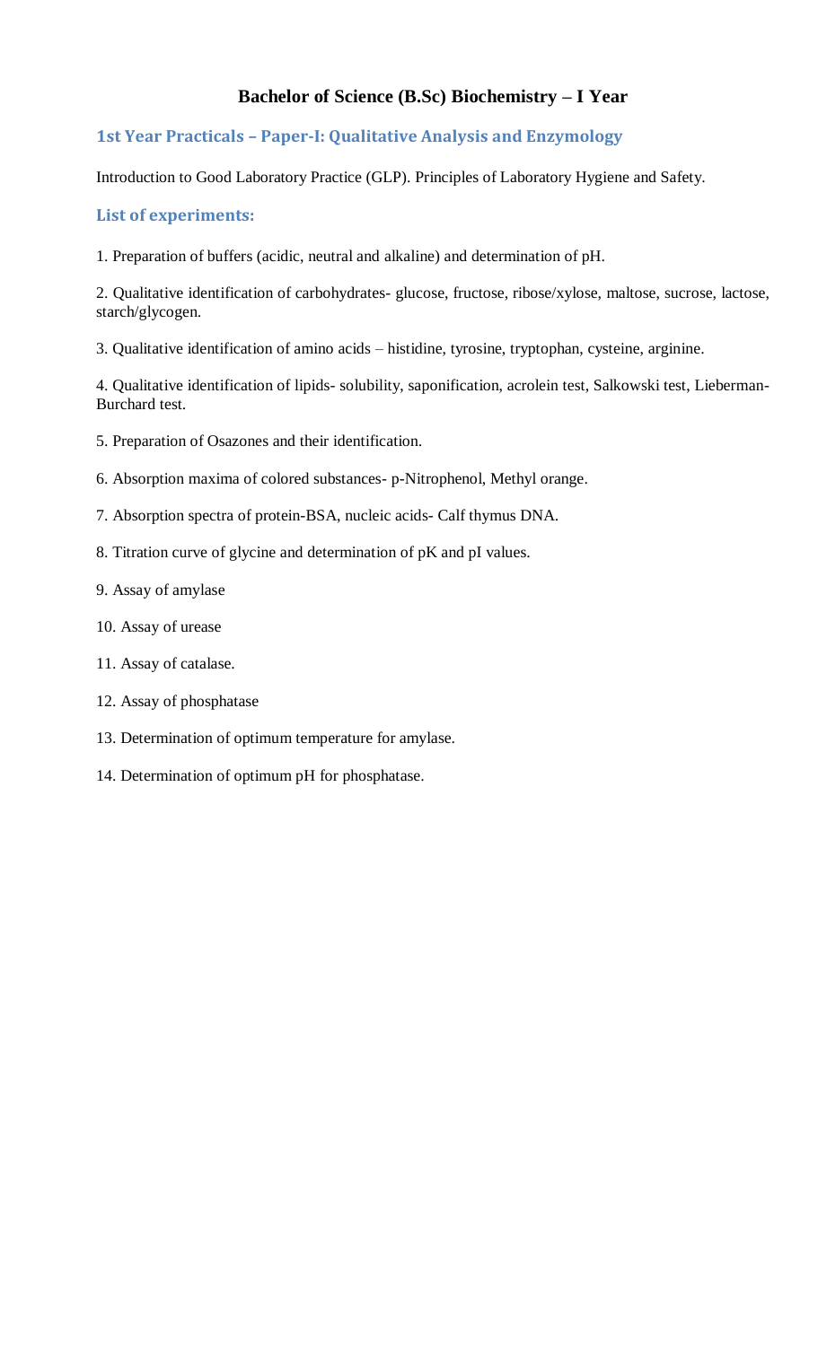# Bachelor of Science (B.Sc) Biochemistry – I Year

## 1st Year Practicals – Paper-I: Qualitative Analysis and Enzymology

Introduction to Good Laboratory Practice (GLP). Principles of Laboratory Hygiene and Safety.

### List of experiments:

1. Preparation of buffers (acidic, neutral and alkaline) and determination of pH.
2. Qualitative identification of carbohydrates- glucose, fructose, ribose/xylose, maltose, sucrose, lactose, starch/glycogen.
3. Qualitative identification of amino acids – histidine, tyrosine, tryptophan, cysteine, arginine.
4. Qualitative identification of lipids- solubility, saponification, acrolein test, Salkowski test, Lieberman-Burchard test.
5. Preparation of Osazones and their identification.
6. Absorption maxima of colored substances- p-Nitrophenol, Methyl orange.
7. Absorption spectra of protein-BSA, nucleic acids- Calf thymus DNA.
8. Titration curve of glycine and determination of pK and pI values.
9. Assay of amylase
10. Assay of urease
11. Assay of catalase.
12. Assay of phosphatase
13. Determination of optimum temperature for amylase.
14. Determination of optimum pH for phosphatase.